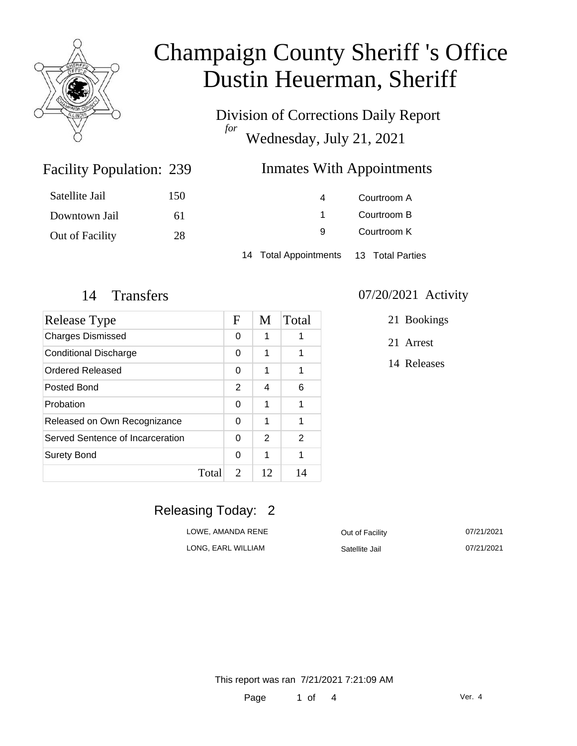# Champaign County Sheriff 's Office
# Dustin Heuerman, Sheriff

## Division of Corrections Daily Report
*for*
## Wednesday, July 21, 2021

### Facility Population: 239

| | |
|---|---|
| Satellite Jail | 150 |
| Downtown Jail | 61 |
| Out of Facility | 28 |

### Inmates With Appointments

| | |
|---|---|
| 4 | Courtroom A |
| 1 | Courtroom B |
| 9 | Courtroom K |

14 Total Appointments 13 Total Parties

### 14 Transfers

| Release Type | F | M | Total |
|---|---|---|---|
| Charges Dismissed | 0 | 1 | 1 |
| Conditional Discharge | 0 | 1 | 1 |
| Ordered Released | 0 | 1 | 1 |
| Posted Bond | 2 | 4 | 6 |
| Probation | 0 | 1 | 1 |
| Released on Own Recognizance | 0 | 1 | 1 |
| Served Sentence of Incarceration | 0 | 2 | 2 |
| Surety Bond | 0 | 1 | 1 |
| Total | 2 | 12 | 14 |

### 07/20/2021 Activity

21 Bookings

21 Arrest

14 Releases

### Releasing Today: 2

| | | |
|---|---|---|
| LOWE, AMANDA RENE | Out of Facility | 07/21/2021 |
| LONG, EARL WILLIAM | Satellite Jail | 07/21/2021 |

This report was ran 7/21/2021 7:21:09 AM

Ver. 4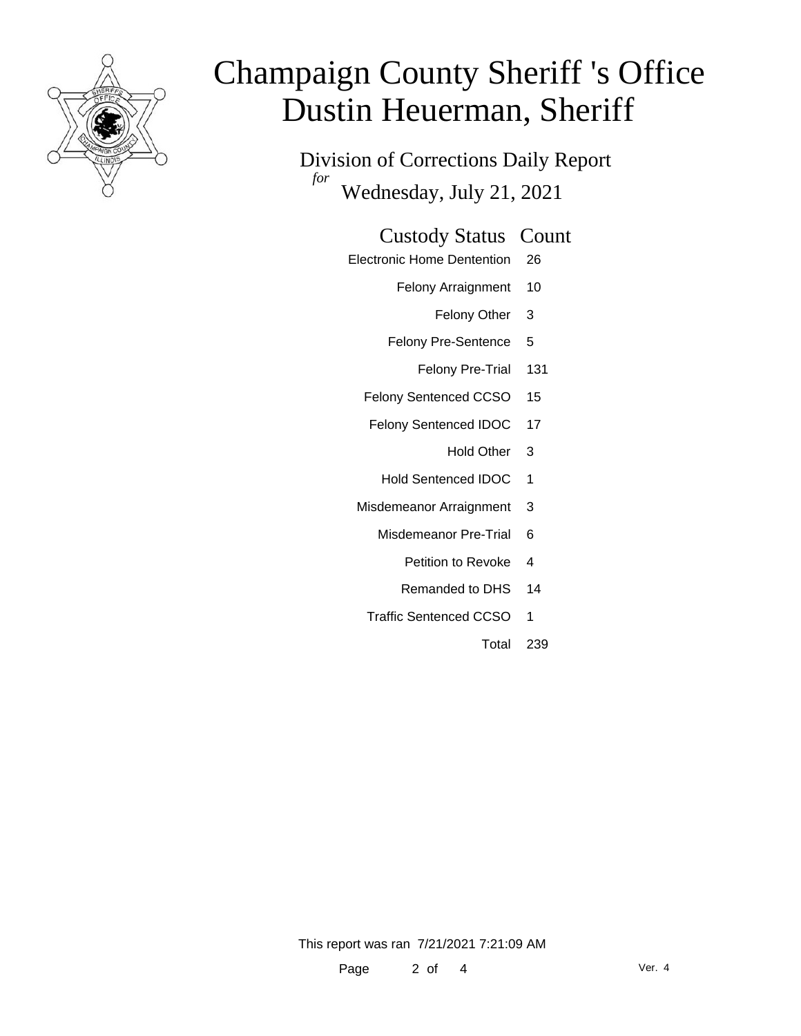# Champaign County Sheriff 's Office
# Dustin Heuerman, Sheriff

Division of Corrections Daily Report
*for*
Wednesday, July 21, 2021

| Custody Status | Count |
|---|---|
| Electronic Home Dentention | 26 |
| Felony Arraignment | 10 |
| Felony Other | 3 |
| Felony Pre-Sentence | 5 |
| Felony Pre-Trial | 131 |
| Felony Sentenced CCSO | 15 |
| Felony Sentenced IDOC | 17 |
| Hold Other | 3 |
| Hold Sentenced IDOC | 1 |
| Misdemeanor Arraignment | 3 |
| Misdemeanor Pre-Trial | 6 |
| Petition to Revoke | 4 |
| Remanded to DHS | 14 |
| Traffic Sentenced CCSO | 1 |
| Total | 239 |

This report was ran 7/21/2021 7:21:09 AM

Ver. 4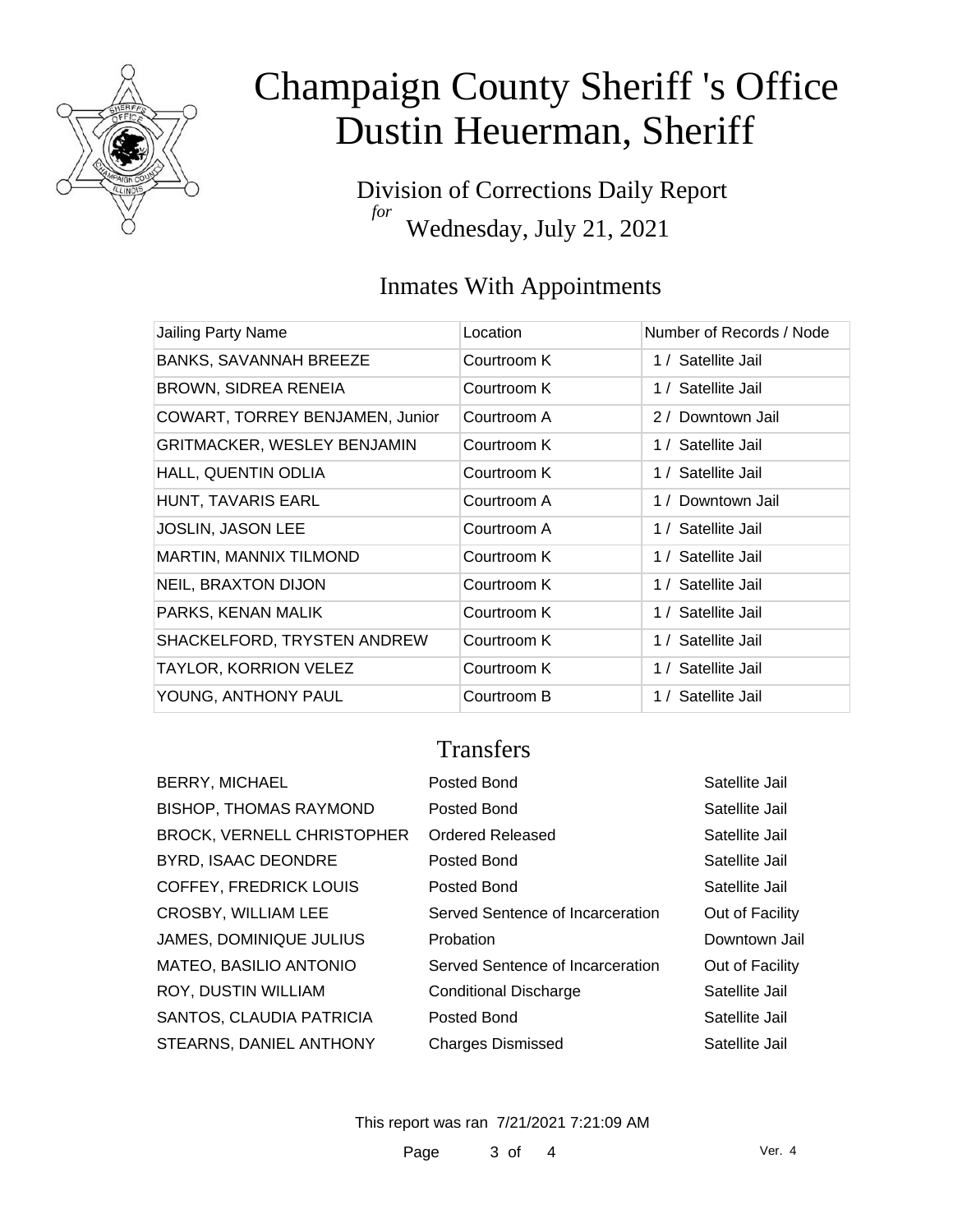# Champaign County Sheriff 's Office
# Dustin Heuerman, Sheriff

Division of Corrections Daily Report
*for*
Wednesday, July 21, 2021

## Inmates With Appointments

| Jailing Party Name | Location | Number of Records / Node |
|---|---|---|
| BANKS, SAVANNAH BREEZE | Courtroom K | 1 / Satellite Jail |
| BROWN, SIDREA RENEIA | Courtroom K | 1 / Satellite Jail |
| COWART, TORREY BENJAMEN, Junior | Courtroom A | 2 / Downtown Jail |
| GRITMACKER, WESLEY BENJAMIN | Courtroom K | 1 / Satellite Jail |
| HALL, QUENTIN ODLIA | Courtroom K | 1 / Satellite Jail |
| HUNT, TAVARIS EARL | Courtroom A | 1 / Downtown Jail |
| JOSLIN, JASON LEE | Courtroom A | 1 / Satellite Jail |
| MARTIN, MANNIX TILMOND | Courtroom K | 1 / Satellite Jail |
| NEIL, BRAXTON DIJON | Courtroom K | 1 / Satellite Jail |
| PARKS, KENAN MALIK | Courtroom K | 1 / Satellite Jail |
| SHACKELFORD, TRYSTEN ANDREW | Courtroom K | 1 / Satellite Jail |
| TAYLOR, KORRION VELEZ | Courtroom K | 1 / Satellite Jail |
| YOUNG, ANTHONY PAUL | Courtroom B | 1 / Satellite Jail |

## Transfers

| | | |
|---|---|---|
| BERRY, MICHAEL | Posted Bond | Satellite Jail |
| BISHOP, THOMAS RAYMOND | Posted Bond | Satellite Jail |
| BROCK, VERNELL CHRISTOPHER | Ordered Released | Satellite Jail |
| BYRD, ISAAC DEONDRE | Posted Bond | Satellite Jail |
| COFFEY, FREDRICK LOUIS | Posted Bond | Satellite Jail |
| CROSBY, WILLIAM LEE | Served Sentence of Incarceration | Out of Facility |
| JAMES, DOMINIQUE JULIUS | Probation | Downtown Jail |
| MATEO, BASILIO ANTONIO | Served Sentence of Incarceration | Out of Facility |
| ROY, DUSTIN WILLIAM | Conditional Discharge | Satellite Jail |
| SANTOS, CLAUDIA PATRICIA | Posted Bond | Satellite Jail |
| STEARNS, DANIEL ANTHONY | Charges Dismissed | Satellite Jail |

This report was ran 7/21/2021 7:21:09 AM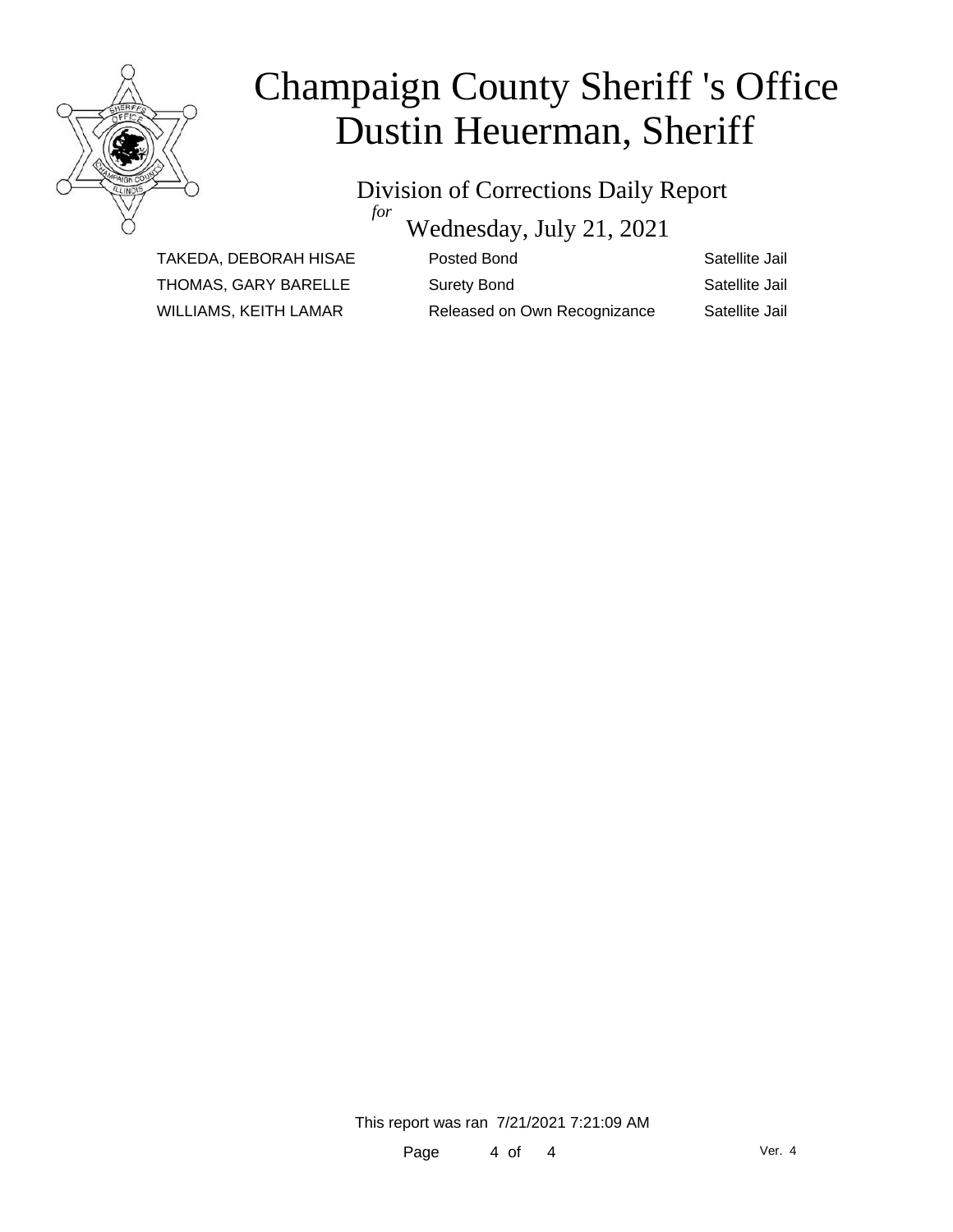# Champaign County Sheriff 's Office
# Dustin Heuerman, Sheriff

## Division of Corrections Daily Report

*for*

## Wednesday, July 21, 2021

| | | |
|---|---|---|
| TAKEDA, DEBORAH HISAE | Posted Bond | Satellite Jail |
| THOMAS, GARY BARELLE | Surety Bond | Satellite Jail |
| WILLIAMS, KEITH LAMAR | Released on Own Recognizance | Satellite Jail |

This report was ran 7/21/2021 7:21:09 AM

Ver. 4